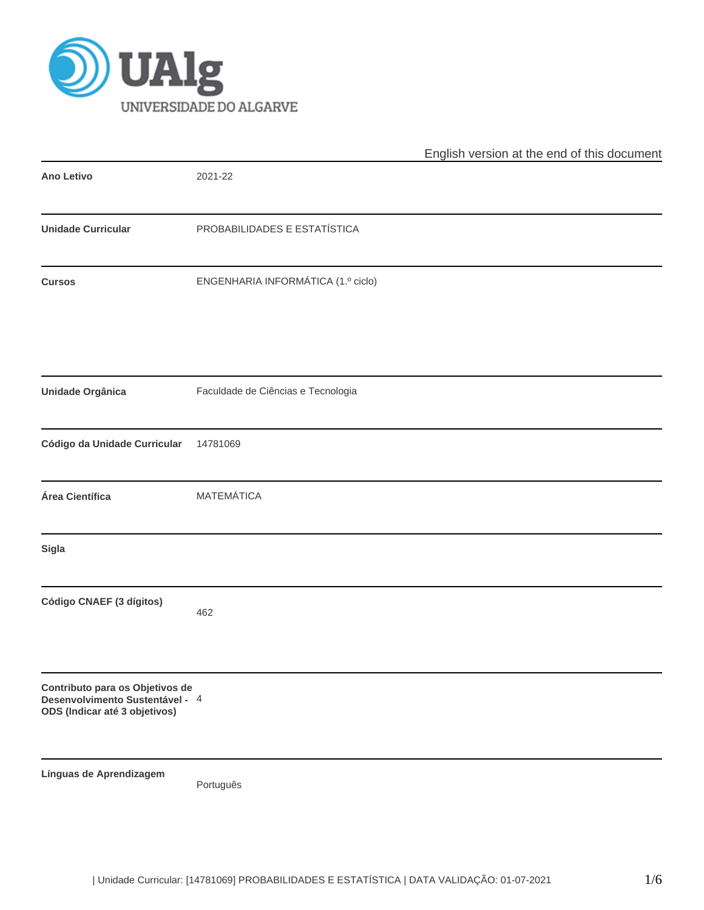English version at the end of this document

| | |
|---|---|
| **Ano Letivo** | 2021-22 |
| **Unidade Curricular** | PROBABILIDADES E ESTATÍSTICA |
| **Cursos** | ENGENHARIA INFORMÁTICA (1.º ciclo) |
| **Unidade Orgânica** | Faculdade de Ciências e Tecnologia |
| **Código da Unidade Curricular** | 14781069 |
| **Área Científica** | MATEMÁTICA |
| **Sigla** | |
| **Código CNAEF (3 dígitos)** | 462 |
| **Contributo para os Objetivos de Desenvolvimento Sustentável - ODS (Indicar até 3 objetivos)** | 4 |
| **Línguas de Aprendizagem** | Português |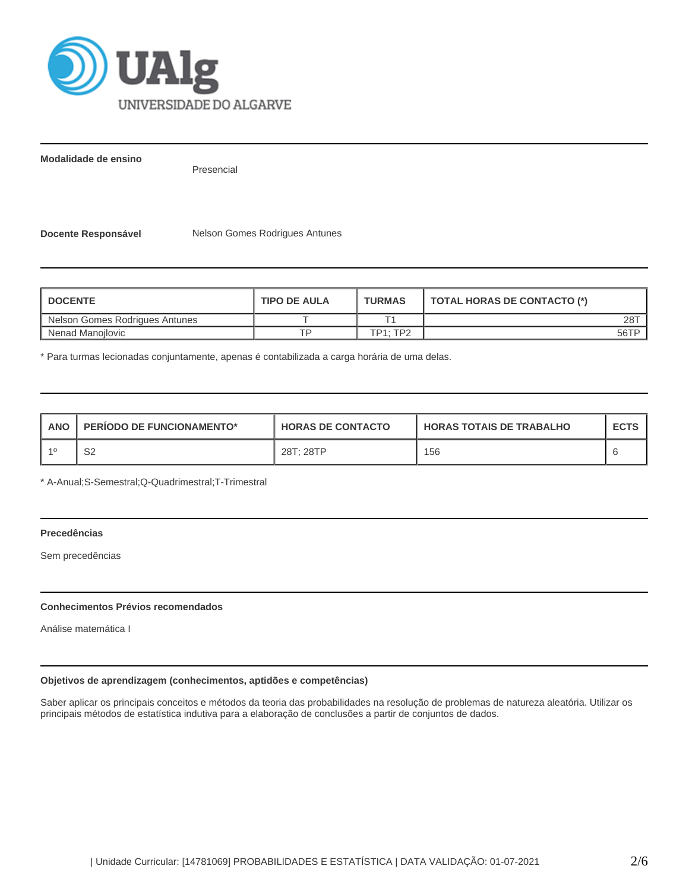**Modalidade de ensino**

Presencial

**Docente Responsável** Nelson Gomes Rodrigues Antunes

| DOCENTE | TIPO DE AULA | TURMAS | TOTAL HORAS DE CONTACTO (*) |
|---|---|---|---|
| Nelson Gomes Rodrigues Antunes | T | T1 | 28T |
| Nenad Manojlovic | TP | TP1; TP2 | 56TP |

* Para turmas lecionadas conjuntamente, apenas é contabilizada a carga horária de uma delas.

| ANO | PERÍODO DE FUNCIONAMENTO* | HORAS DE CONTACTO | HORAS TOTAIS DE TRABALHO | ECTS |
|---|---|---|---|---|
| 1º | S2 | 28T; 28TP | 156 | 6 |

* A-Anual;S-Semestral;Q-Quadrimestral;T-Trimestral

**Precedências**

Sem precedências

**Conhecimentos Prévios recomendados**

Análise matemática I

**Objetivos de aprendizagem (conhecimentos, aptidões e competências)**

Saber aplicar os principais conceitos e métodos da teoria das probabilidades na resolução de problemas de natureza aleatória. Utilizar os principais métodos de estatística indutiva para a elaboração de conclusões a partir de conjuntos de dados.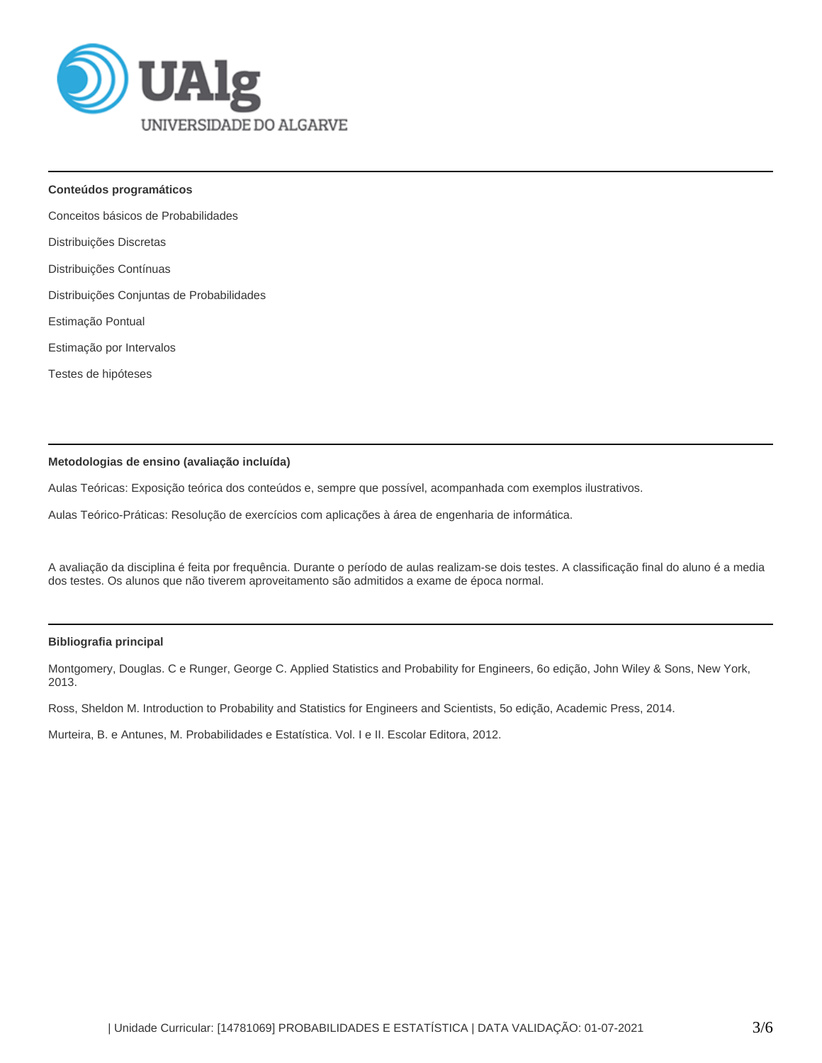## Conteúdos programáticos

Conceitos básicos de Probabilidades

Distribuições Discretas

Distribuições Contínuas

Distribuições Conjuntas de Probabilidades

Estimação Pontual

Estimação por Intervalos

Testes de hipóteses

## Metodologias de ensino (avaliação incluída)

Aulas Teóricas: Exposição teórica dos conteúdos e, sempre que possível, acompanhada com exemplos ilustrativos.

Aulas Teórico-Práticas: Resolução de exercícios com aplicações à área de engenharia de informática.

A avaliação da disciplina é feita por frequência. Durante o período de aulas realizam-se dois testes. A classificação final do aluno é a media dos testes. Os alunos que não tiverem aproveitamento são admitidos a exame de época normal.

## Bibliografia principal

Montgomery, Douglas. C e Runger, George C. Applied Statistics and Probability for Engineers, 6o edição, John Wiley & Sons, New York, 2013.

Ross, Sheldon M. Introduction to Probability and Statistics for Engineers and Scientists, 5o edição, Academic Press, 2014.

Murteira, B. e Antunes, M. Probabilidades e Estatística. Vol. I e II. Escolar Editora, 2012.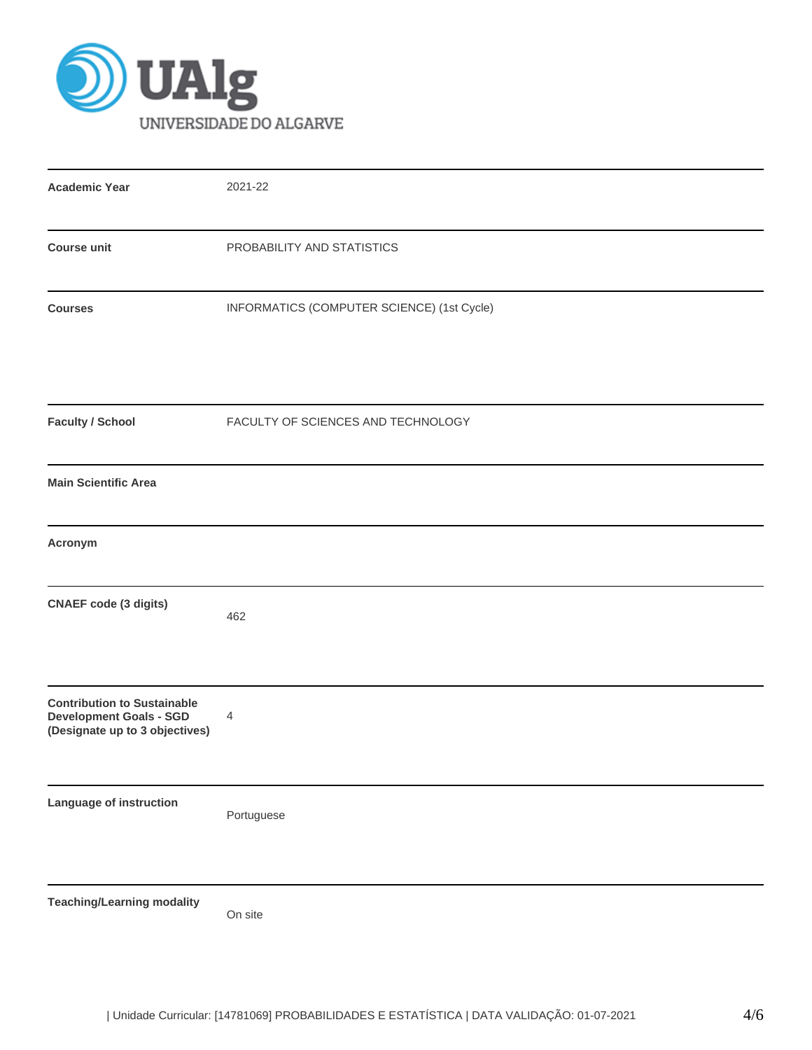| | |
|---|---|
| **Academic Year** | 2021-22 |
| **Course unit** | PROBABILITY AND STATISTICS |
| **Courses** | INFORMATICS (COMPUTER SCIENCE) (1st Cycle) |
| **Faculty / School** | FACULTY OF SCIENCES AND TECHNOLOGY |
| **Main Scientific Area** | |
| **Acronym** | |
| **CNAEF code (3 digits)** | 462 |
| **Contribution to Sustainable Development Goals - SGD (Designate up to 3 objectives)** | 4 |
| **Language of instruction** | Portuguese |
| **Teaching/Learning modality** | On site |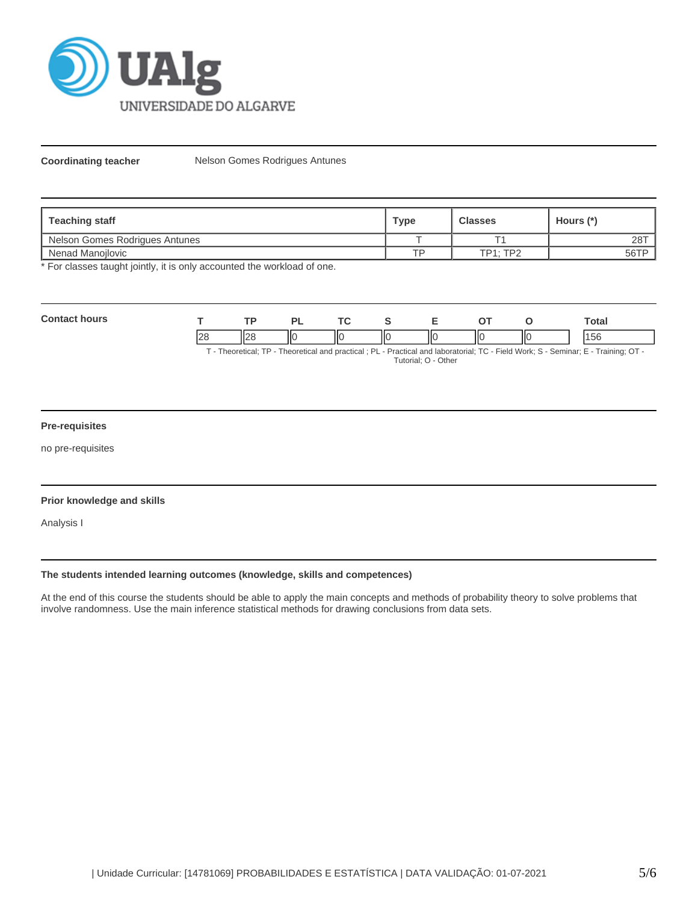**Coordinating teacher** Nelson Gomes Rodrigues Antunes

| Teaching staff | Type | Classes | Hours (*) |
|---|---|---|---|
| Nelson Gomes Rodrigues Antunes | T | T1 | 28T |
| Nenad Manojlovic | TP | TP1; TP2 | 56TP |

* For classes taught jointly, it is only accounted the workload of one.

**Contact hours**

| T | TP | PL | TC | S | E | OT | O | Total |
|---|---|---|---|---|---|---|---|---|
| 28 | 28 | 0 | 0 | 0 | 0 | 0 | 0 | 156 |

T - Theoretical; TP - Theoretical and practical ; PL - Practical and laboratorial; TC - Field Work; S - Seminar; E - Training; OT - Tutorial; O - Other

**Pre-requisites**

no pre-requisites

**Prior knowledge and skills**

Analysis I

**The students intended learning outcomes (knowledge, skills and competences)**

At the end of this course the students should be able to apply the main concepts and methods of probability theory to solve problems that involve randomness. Use the main inference statistical methods for drawing conclusions from data sets.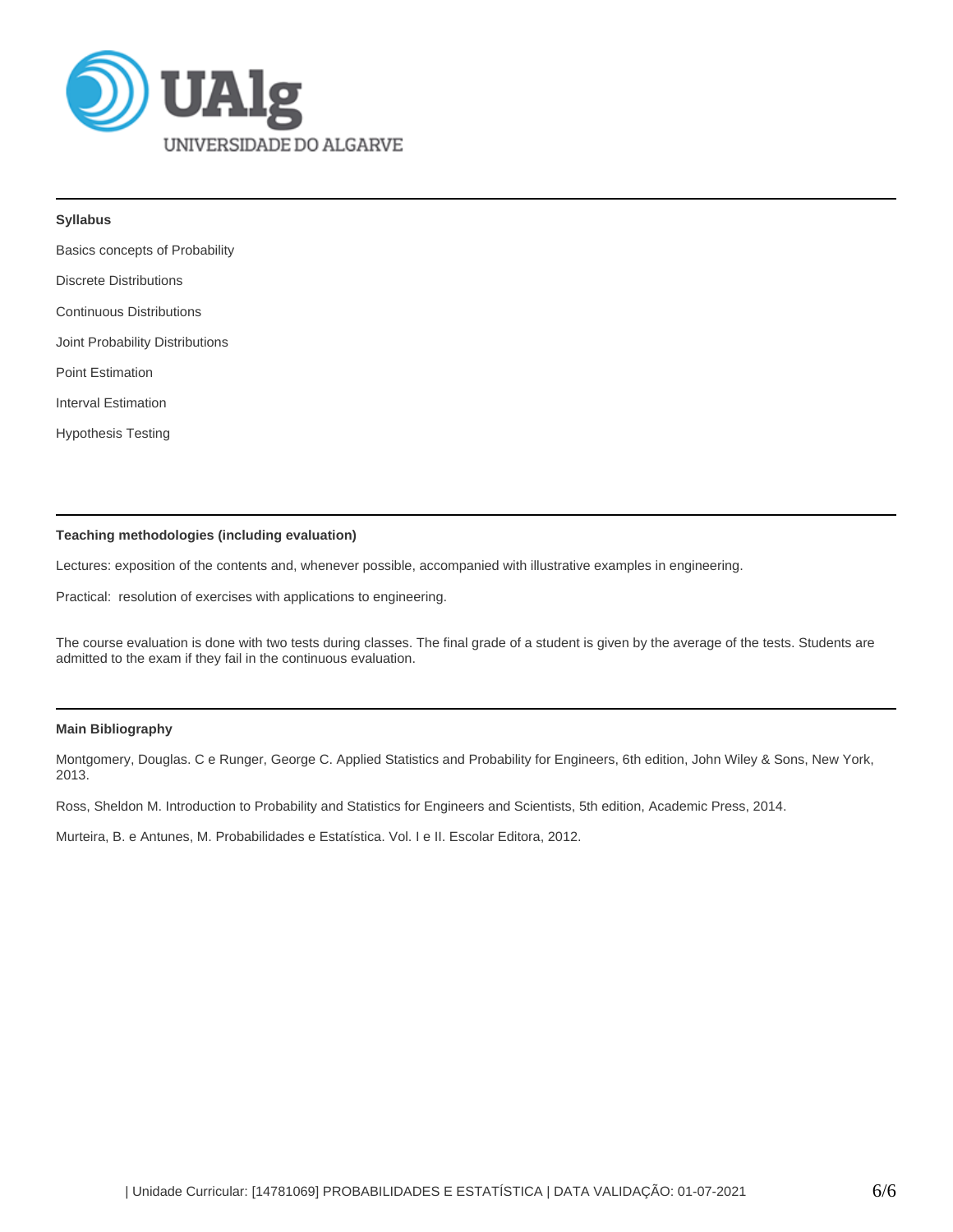### Syllabus

Basics concepts of Probability

Discrete Distributions

Continuous Distributions

Joint Probability Distributions

Point Estimation

Interval Estimation

Hypothesis Testing

### Teaching methodologies (including evaluation)

Lectures: exposition of the contents and, whenever possible, accompanied with illustrative examples in engineering.

Practical: resolution of exercises with applications to engineering.

The course evaluation is done with two tests during classes. The final grade of a student is given by the average of the tests. Students are admitted to the exam if they fail in the continuous evaluation.

### Main Bibliography

Montgomery, Douglas. C e Runger, George C. Applied Statistics and Probability for Engineers, 6th edition, John Wiley & Sons, New York, 2013.

Ross, Sheldon M. Introduction to Probability and Statistics for Engineers and Scientists, 5th edition, Academic Press, 2014.

Murteira, B. e Antunes, M. Probabilidades e Estatística. Vol. I e II. Escolar Editora, 2012.